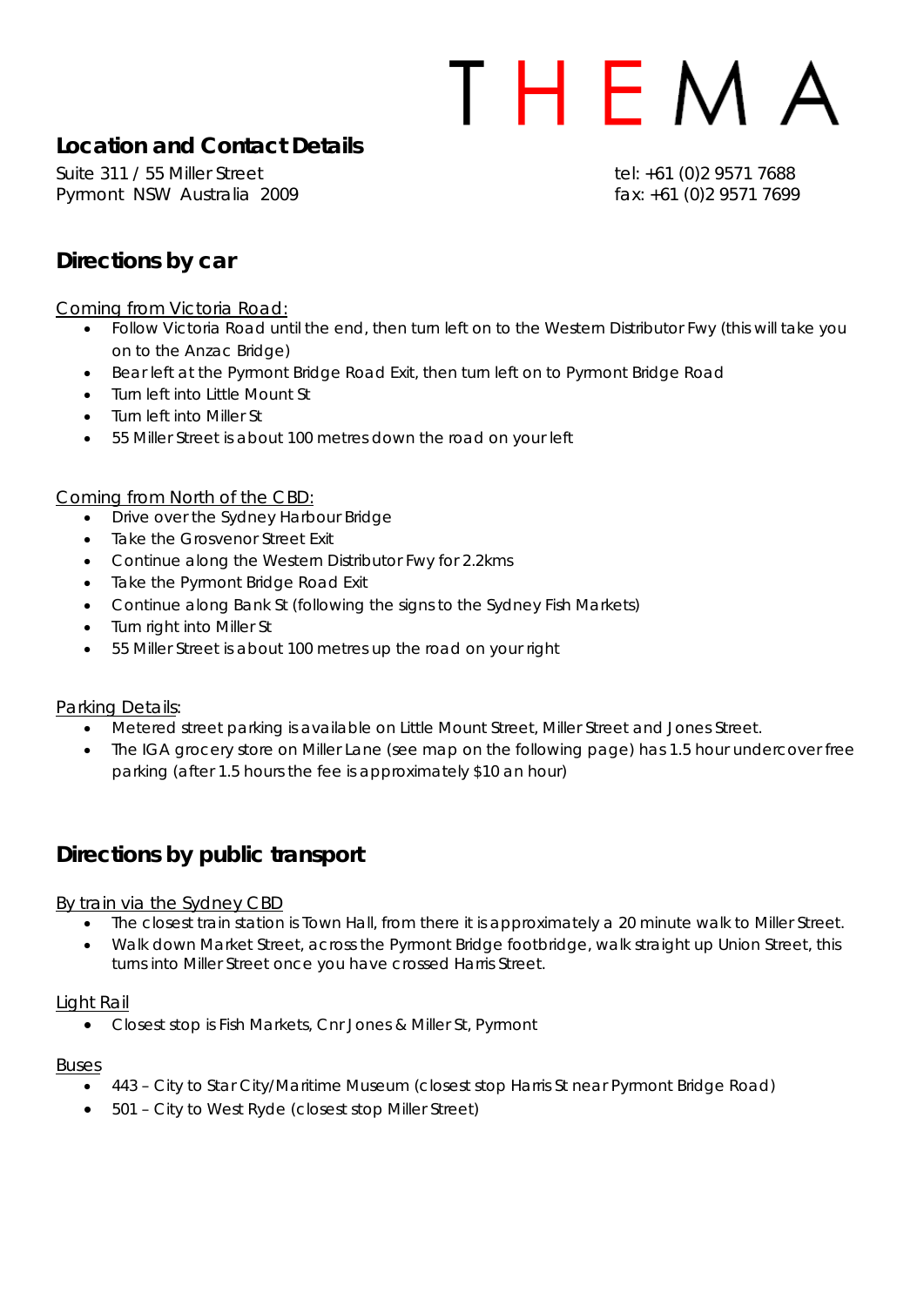# THEMA

## Location and Contact Details

Suite 311 / 55 Miller Street
Pyrmont NSW Australia 2009

tel: +61 (0)2 9571 7688
fax: +61 (0)2 9571 7699

## Directions by car

Coming from Victoria Road:

- Follow Victoria Road until the end, then turn left on to the Western Distributor Fwy (this will take you on to the Anzac Bridge)
- Bear left at the Pyrmont Bridge Road Exit, then turn left on to Pyrmont Bridge Road
- Turn left into Little Mount St
- Turn left into Miller St
- 55 Miller Street is about 100 metres down the road on your left

Coming from North of the CBD:

- Drive over the Sydney Harbour Bridge
- Take the Grosvenor Street Exit
- Continue along the Western Distributor Fwy for 2.2kms
- Take the Pyrmont Bridge Road Exit
- Continue along Bank St (following the signs to the Sydney Fish Markets)
- Turn right into Miller St
- 55 Miller Street is about 100 metres up the road on your right

Parking Details:

- Metered street parking is available on Little Mount Street, Miller Street and Jones Street.
- The IGA grocery store on Miller Lane (see map on the following page) has 1.5 hour undercover free parking (after 1.5 hours the fee is approximately $10 an hour)

## Directions by public transport

By train via the Sydney CBD

- The closest train station is Town Hall, from there it is approximately a 20 minute walk to Miller Street.
- Walk down Market Street, across the Pyrmont Bridge footbridge, walk straight up Union Street, this turns into Miller Street once you have crossed Harris Street.

Light Rail

- Closest stop is Fish Markets, Cnr Jones & Miller St, Pyrmont

Buses

- 443 – City to Star City/Maritime Museum (closest stop Harris St near Pyrmont Bridge Road)
- 501 – City to West Ryde (closest stop Miller Street)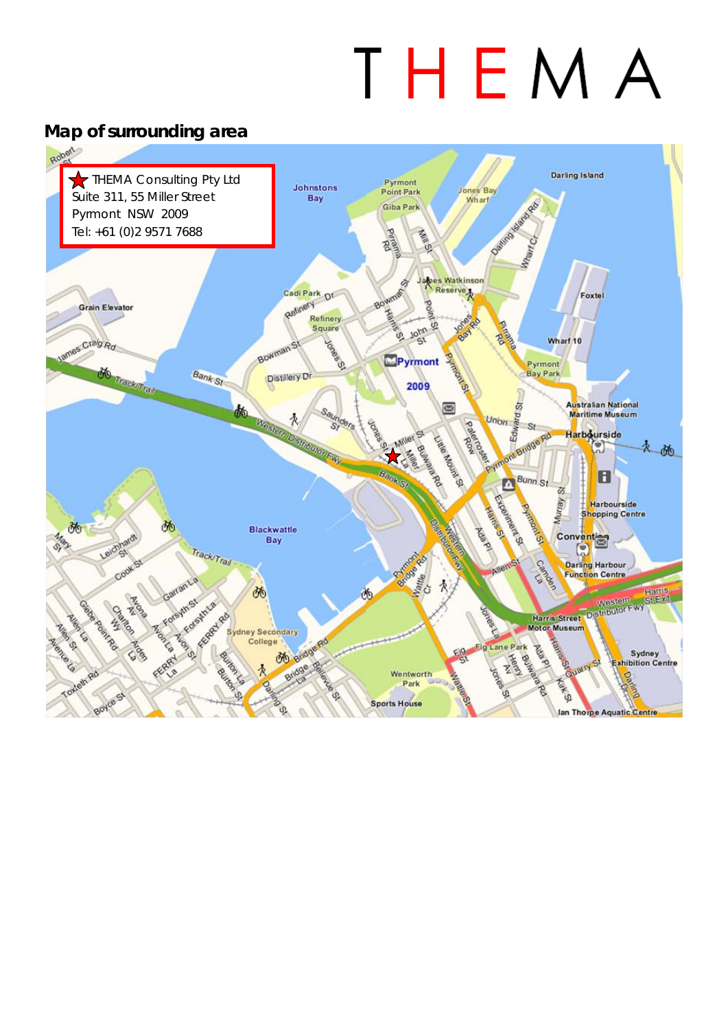# THEMA

## Map of surrounding area

THEMA Consulting Pty Ltd
Suite 311, 55 Miller Street
Pymont NSW 2009
Tel: +61 (0)2 9571 7688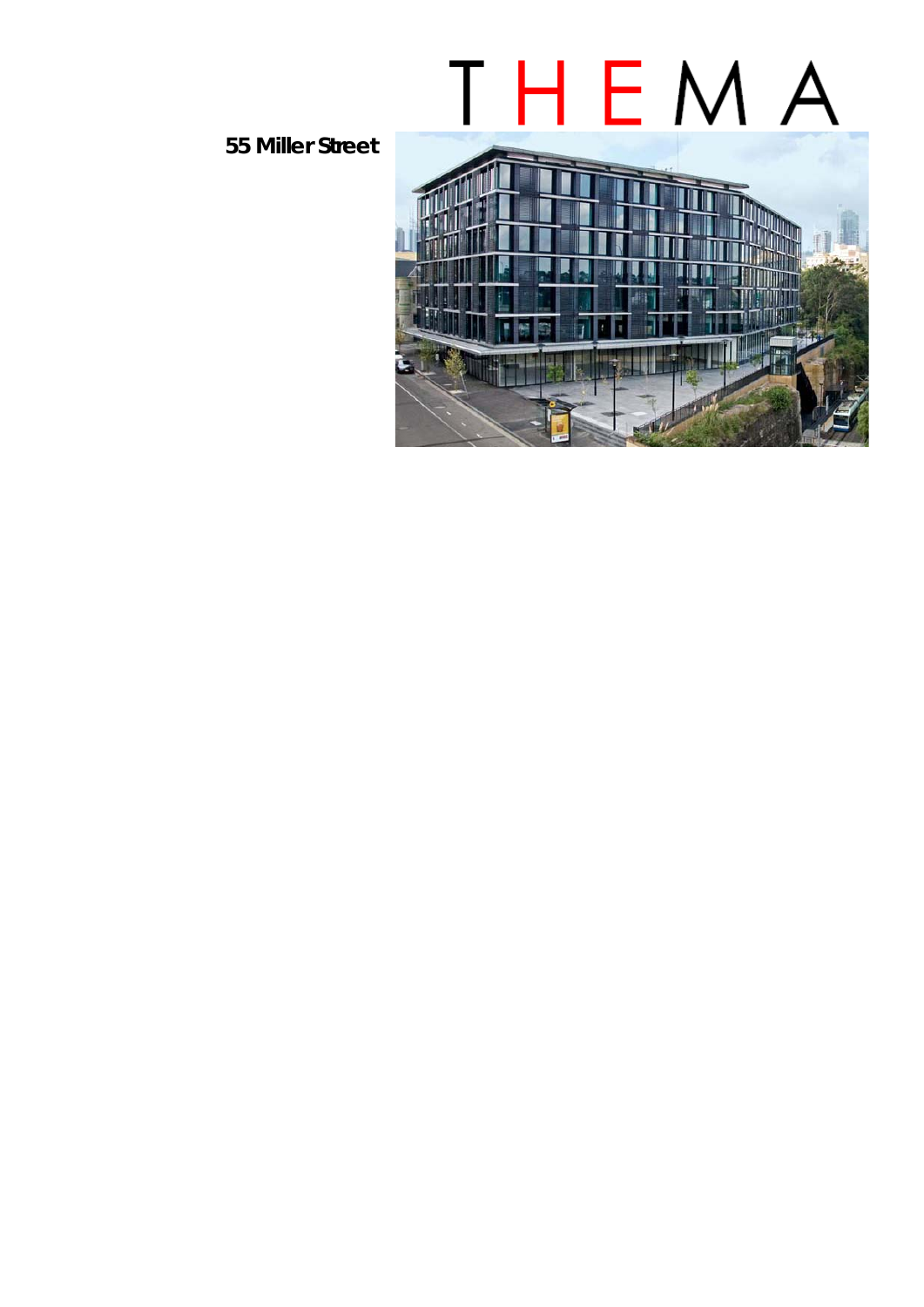THEMA

**55 Miller Street**